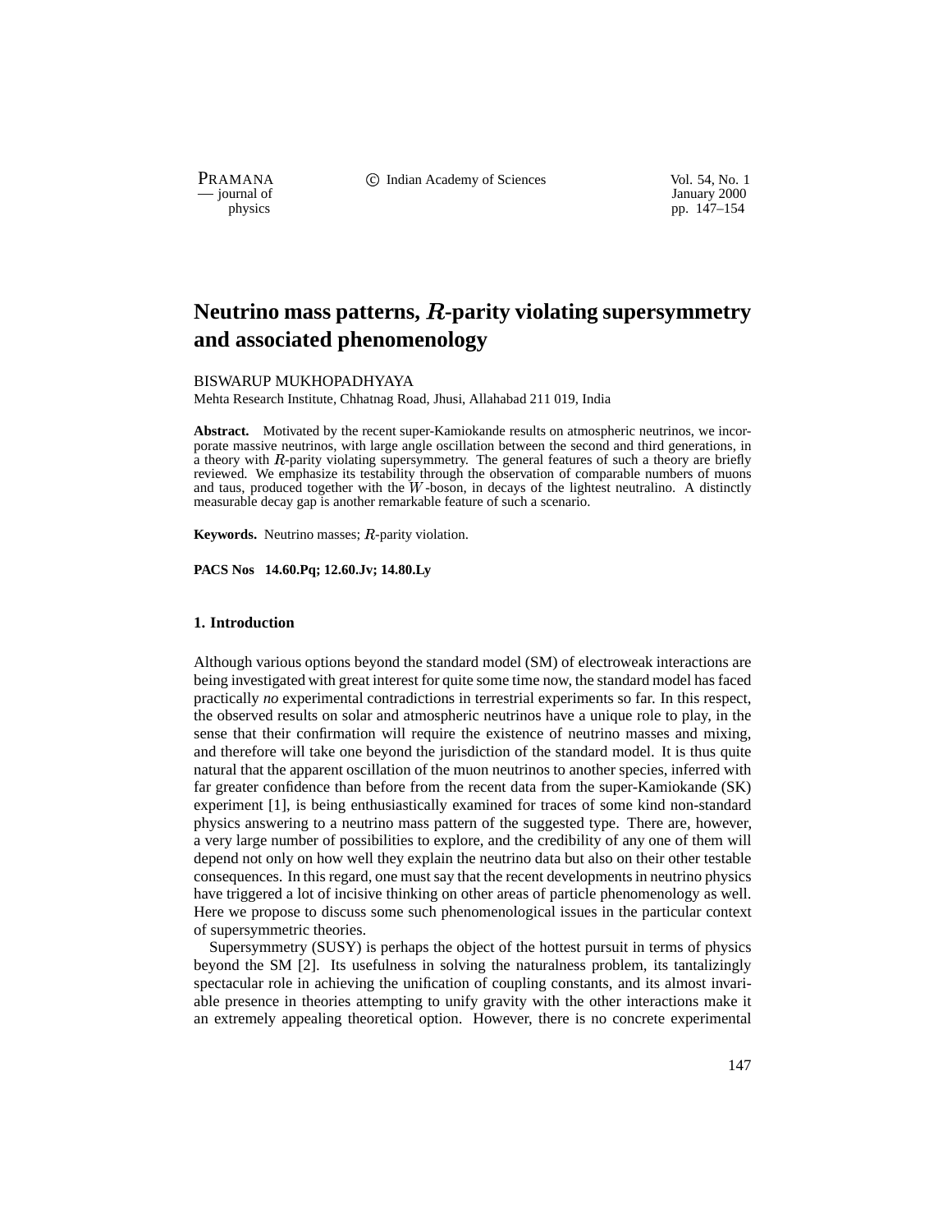# Neutrino mass patterns, $R$-parity violating supersymmetry and associated phenomenology

BISWARUP MUKHOPADHYAYA

Mehta Research Institute, Chhatnag Road, Jhusi, Allahabad 211 019, India

**Abstract.** Motivated by the recent super-Kamiokande results on atmospheric neutrinos, we incorporate massive neutrinos, with large angle oscillation between the second and third generations, in a theory with $R$-parity violating supersymmetry. The general features of such a theory are briefly reviewed. We emphasize its testability through the observation of comparable numbers of muons and taus, produced together with the $W$-boson, in decays of the lightest neutralino. A distinctly measurable decay gap is another remarkable feature of such a scenario.

**Keywords.** Neutrino masses; $R$-parity violation.

**PACS Nos 14.60.Pq; 12.60.Jv; 14.80.Ly**

## 1. Introduction

Although various options beyond the standard model (SM) of electroweak interactions are being investigated with great interest for quite some time now, the standard model has faced practically *no* experimental contradictions in terrestrial experiments so far. In this respect, the observed results on solar and atmospheric neutrinos have a unique role to play, in the sense that their confirmation will require the existence of neutrino masses and mixing, and therefore will take one beyond the jurisdiction of the standard model. It is thus quite natural that the apparent oscillation of the muon neutrinos to another species, inferred with far greater confidence than before from the recent data from the super-Kamiokande (SK) experiment [1], is being enthusiastically examined for traces of some kind non-standard physics answering to a neutrino mass pattern of the suggested type. There are, however, a very large number of possibilities to explore, and the credibility of any one of them will depend not only on how well they explain the neutrino data but also on their other testable consequences. In this regard, one must say that the recent developments in neutrino physics have triggered a lot of incisive thinking on other areas of particle phenomenology as well. Here we propose to discuss some such phenomenological issues in the particular context of supersymmetric theories.

Supersymmetry (SUSY) is perhaps the object of the hottest pursuit in terms of physics beyond the SM [2]. Its usefulness in solving the naturalness problem, its tantalizingly spectacular role in achieving the unification of coupling constants, and its almost invariable presence in theories attempting to unify gravity with the other interactions make it an extremely appealing theoretical option. However, there is no concrete experimental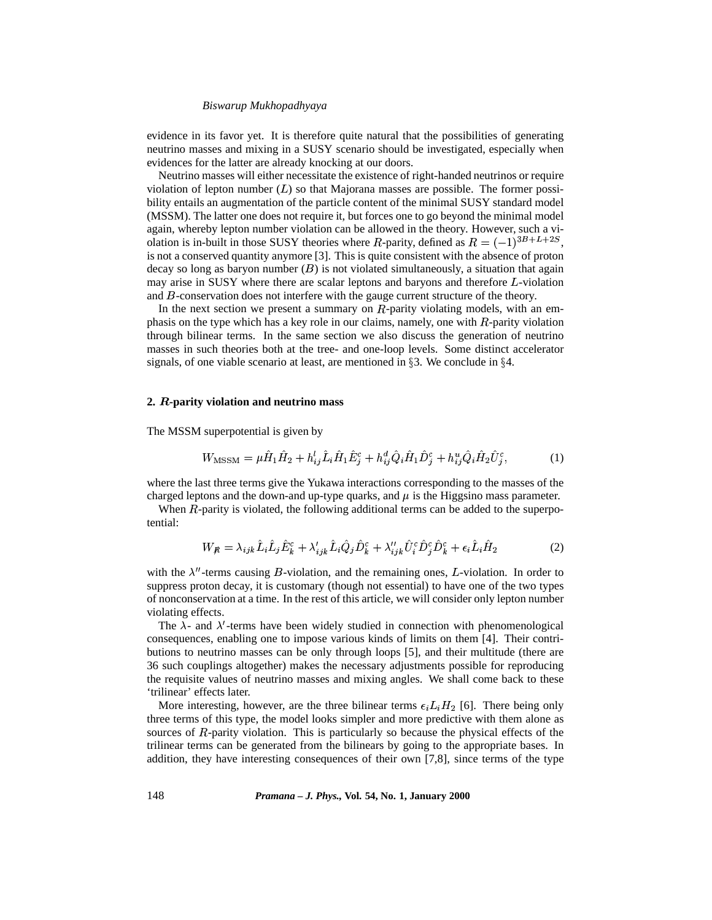evidence in its favor yet. It is therefore quite natural that the possibilities of generating neutrino masses and mixing in a SUSY scenario should be investigated, especially when evidences for the latter are already knocking at our doors.

Neutrino masses will either necessitate the existence of right-handed neutrinos or require violation of lepton number ($L$) so that Majorana masses are possible. The former possibility entails an augmentation of the particle content of the minimal SUSY standard model (MSSM). The latter one does not require it, but forces one to go beyond the minimal model again, whereby lepton number violation can be allowed in the theory. However, such a violation is in-built in those SUSY theories where $R$-parity, defined as $R = (-1)^{3B+L+2S}$, is not a conserved quantity anymore [3]. This is quite consistent with the absence of proton decay so long as baryon number ($B$) is not violated simultaneously, a situation that again may arise in SUSY where there are scalar leptons and baryons and therefore $L$-violation and $B$-conservation does not interfere with the gauge current structure of the theory.

In the next section we present a summary on $R$-parity violating models, with an emphasis on the type which has a key role in our claims, namely, one with $R$-parity violation through bilinear terms. In the same section we also discuss the generation of neutrino masses in such theories both at the tree- and one-loop levels. Some distinct accelerator signals, of one viable scenario at least, are mentioned in §3. We conclude in §4.

## 2. $R$-parity violation and neutrino mass

The MSSM superpotential is given by

$$W_{\text{MSSM}} = \mu \hat{H}_1 \hat{H}_2 + h^l_{ij} \hat{L}_i \hat{H}_1 \hat{E}^c_j + h^d_{ij} \hat{Q}_i \hat{H}_1 \hat{D}^c_j + h^u_{ij} \hat{Q}_i \hat{H}_2 \hat{U}^c_j, \tag{1}$$

where the last three terms give the Yukawa interactions corresponding to the masses of the charged leptons and the down-and up-type quarks, and $\mu$ is the Higgsino mass parameter.

When $R$-parity is violated, the following additional terms can be added to the superpotential:

$$W_{\not{R}} = \lambda_{ijk} \hat{L}_i \hat{L}_j \hat{E}^c_k + \lambda'_{ijk} \hat{L}_i \hat{Q}_j \hat{D}^c_k + \lambda''_{ijk} \hat{U}^c_i \hat{D}^c_j \hat{D}^c_k + \epsilon_i \hat{L}_i \hat{H}_2 \tag{2}$$

with the $\lambda''$-terms causing $B$-violation, and the remaining ones, $L$-violation. In order to suppress proton decay, it is customary (though not essential) to have one of the two types of nonconservation at a time. In the rest of this article, we will consider only lepton number violating effects.

The $\lambda$- and $\lambda'$-terms have been widely studied in connection with phenomenological consequences, enabling one to impose various kinds of limits on them [4]. Their contributions to neutrino masses can be only through loops [5], and their multitude (there are 36 such couplings altogether) makes the necessary adjustments possible for reproducing the requisite values of neutrino masses and mixing angles. We shall come back to these 'trilinear' effects later.

More interesting, however, are the three bilinear terms $\epsilon_i L_i H_2$ [6]. There being only three terms of this type, the model looks simpler and more predictive with them alone as sources of $R$-parity violation. This is particularly so because the physical effects of the trilinear terms can be generated from the bilinears by going to the appropriate bases. In addition, they have interesting consequences of their own [7,8], since terms of the type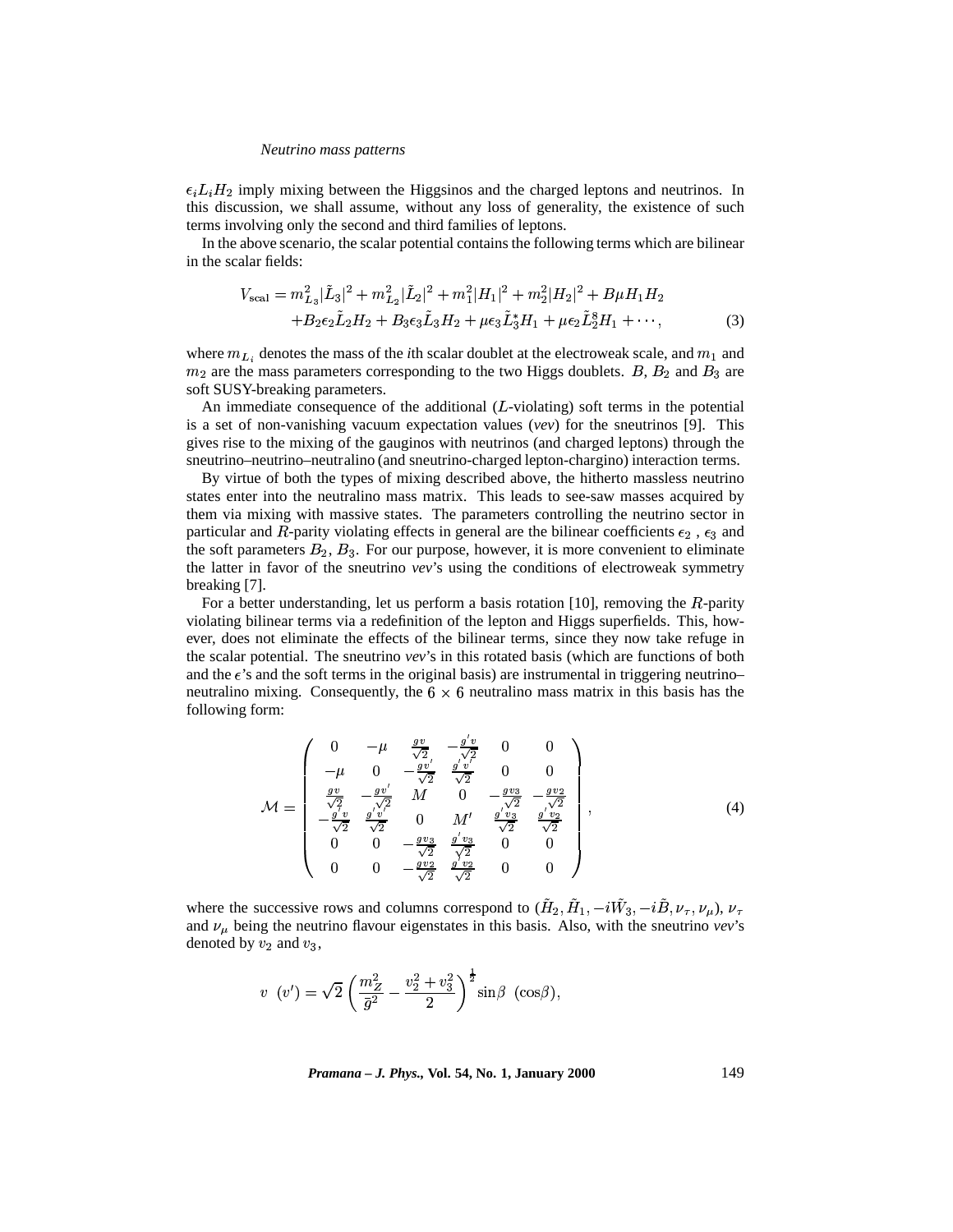$\epsilon_i L_i H_2$ imply mixing between the Higgsinos and the charged leptons and neutrinos. In this discussion, we shall assume, without any loss of generality, the existence of such terms involving only the second and third families of leptons.

In the above scenario, the scalar potential contains the following terms which are bilinear in the scalar fields:

$$V_{\rm scal} = m_{L_3}^2 |\tilde{L}_3|^2 + m_{L_2}^2 |\tilde{L}_2|^2 + m_1^2 |H_1|^2 + m_2^2 |H_2|^2 + B\mu H_1 H_2 \\ + B_2 \epsilon_2 \tilde{L}_2 H_2 + B_3 \epsilon_3 \tilde{L}_3 H_2 + \mu \epsilon_3 \tilde{L}_3^* H_1 + \mu \epsilon_2 \tilde{L}_2^8 H_1 + \cdots, \tag{3}$$

where $m_{L_i}$ denotes the mass of the *i*th scalar doublet at the electroweak scale, and $m_1$ and $m_2$ are the mass parameters corresponding to the two Higgs doublets. $B$, $B_2$ and $B_3$ are soft SUSY-breaking parameters.

An immediate consequence of the additional ($L$-violating) soft terms in the potential is a set of non-vanishing vacuum expectation values (*vev*) for the sneutrinos [9]. This gives rise to the mixing of the gauginos with neutrinos (and charged leptons) through the sneutrino–neutrino–neutralino (and sneutrino-charged lepton-chargino) interaction terms.

By virtue of both the types of mixing described above, the hitherto massless neutrino states enter into the neutralino mass matrix. This leads to see-saw masses acquired by them via mixing with massive states. The parameters controlling the neutrino sector in particular and $R$-parity violating effects in general are the bilinear coefficients $\epsilon_2$ , $\epsilon_3$ and the soft parameters $B_2$, $B_3$. For our purpose, however, it is more convenient to eliminate the latter in favor of the sneutrino *vev*'s using the conditions of electroweak symmetry breaking [7].

For a better understanding, let us perform a basis rotation [10], removing the $R$-parity violating bilinear terms via a redefinition of the lepton and Higgs superfields. This, however, does not eliminate the effects of the bilinear terms, since they now take refuge in the scalar potential. The sneutrino *vev*'s in this rotated basis (which are functions of both and the $\epsilon$'s and the soft terms in the original basis) are instrumental in triggering neutrino–neutralino mixing. Consequently, the $6 \times 6$ neutralino mass matrix in this basis has the following form:

$$\mathcal{M} = \begin{pmatrix} 0 & -\mu & \frac{gv}{\sqrt{2}} & -\frac{g'v}{\sqrt{2}} & 0 & 0 \\ -\mu & 0 & -\frac{gv'}{\sqrt{2}} & \frac{g'v'}{\sqrt{2}} & 0 & 0 \\ \frac{gv}{\sqrt{2}} & -\frac{gv'}{\sqrt{2}} & M & 0 & -\frac{gv_3}{\sqrt{2}} & -\frac{gv_2}{\sqrt{2}} \\ -\frac{g'v}{\sqrt{2}} & \frac{g'v'}{\sqrt{2}} & 0 & M' & \frac{g'v_3}{\sqrt{2}} & \frac{g'v_2}{\sqrt{2}} \\ 0 & 0 & -\frac{gv_3}{\sqrt{2}} & \frac{g'v_3}{\sqrt{2}} & 0 & 0 \\ 0 & 0 & -\frac{gv_2}{\sqrt{2}} & \frac{g'v_2}{\sqrt{2}} & 0 & 0 \end{pmatrix}, \tag{4}$$

where the successive rows and columns correspond to $(\tilde{H}_2, \tilde{H}_1, -i\tilde{W}_3, -i\tilde{B}, \nu_\tau, \nu_\mu)$, $\nu_\tau$ and $\nu_\mu$ being the neutrino flavour eigenstates in this basis. Also, with the sneutrino *vev*'s denoted by $v_2$ and $v_3$,

$$v \ \ (v') = \sqrt{2} \left( \frac{m_Z^2}{\bar{g}^2} - \frac{v_2^2 + v_3^2}{2} \right)^{\frac{1}{2}} \sin\beta \ \ (\cos\beta),$$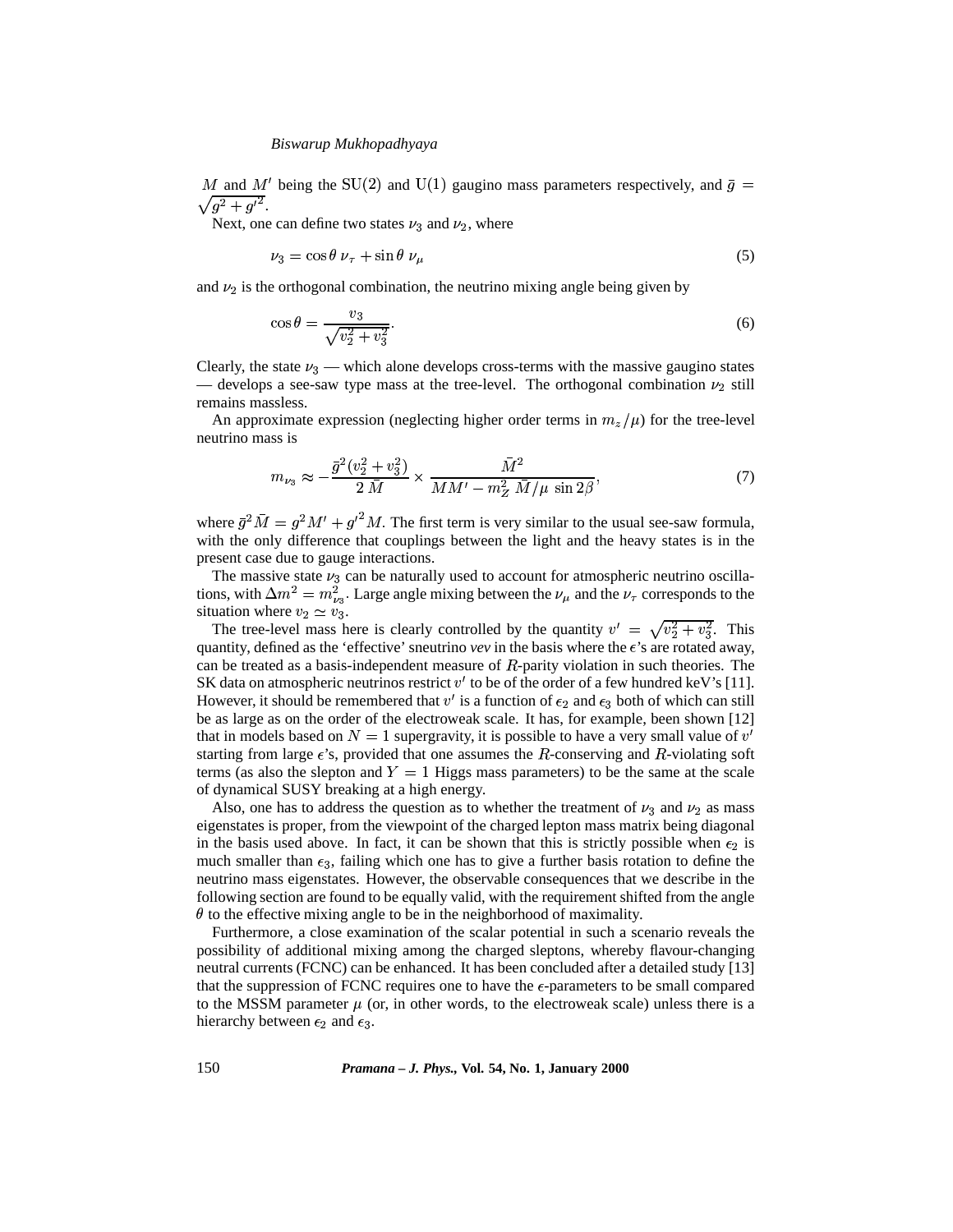$M$ and $M'$ being the SU(2) and U(1) gaugino mass parameters respectively, and $\bar{g} = \sqrt{g^2 + g'^2}$.

Next, one can define two states $\nu_3$ and $\nu_2$, where

$$\nu_3 = \cos\theta \; \nu_\tau + \sin\theta \; \nu_\mu \tag{5}$$

and $\nu_2$ is the orthogonal combination, the neutrino mixing angle being given by

$$\cos\theta = \frac{v_3}{\sqrt{v_2^2 + v_3^2}}. \tag{6}$$

Clearly, the state $\nu_3$ — which alone develops cross-terms with the massive gaugino states — develops a see-saw type mass at the tree-level. The orthogonal combination $\nu_2$ still remains massless.

An approximate expression (neglecting higher order terms in $m_z/\mu$) for the tree-level neutrino mass is

$$m_{\nu_3} \approx -\frac{\bar{g}^2(v_2^2 + v_3^2)}{2\,\bar{M}} \times \frac{\bar{M}^2}{MM' - m_Z^2\,\bar{M}/\mu\,\sin 2\beta}, \tag{7}$$

where $\bar{g}^2\bar{M} = g^2 M' + g'^2 M$. The first term is very similar to the usual see-saw formula, with the only difference that couplings between the light and the heavy states is in the present case due to gauge interactions.

The massive state $\nu_3$ can be naturally used to account for atmospheric neutrino oscillations, with $\Delta m^2 = m_{\nu_3}^2$. Large angle mixing between the $\nu_\mu$ and the $\nu_\tau$ corresponds to the situation where $v_2 \simeq v_3$.

The tree-level mass here is clearly controlled by the quantity $v' = \sqrt{v_2^2 + v_3^2}$. This quantity, defined as the 'effective' sneutrino *vev* in the basis where the $\epsilon$'s are rotated away, can be treated as a basis-independent measure of $R$-parity violation in such theories. The SK data on atmospheric neutrinos restrict $v'$ to be of the order of a few hundred keV's [11]. However, it should be remembered that $v'$ is a function of $\epsilon_2$ and $\epsilon_3$ both of which can still be as large as on the order of the electroweak scale. It has, for example, been shown [12] that in models based on $N = 1$ supergravity, it is possible to have a very small value of $v'$ starting from large $\epsilon$'s, provided that one assumes the $R$-conserving and $R$-violating soft terms (as also the slepton and $Y = 1$ Higgs mass parameters) to be the same at the scale of dynamical SUSY breaking at a high energy.

Also, one has to address the question as to whether the treatment of $\nu_3$ and $\nu_2$ as mass eigenstates is proper, from the viewpoint of the charged lepton mass matrix being diagonal in the basis used above. In fact, it can be shown that this is strictly possible when $\epsilon_2$ is much smaller than $\epsilon_3$, failing which one has to give a further basis rotation to define the neutrino mass eigenstates. However, the observable consequences that we describe in the following section are found to be equally valid, with the requirement shifted from the angle $\theta$ to the effective mixing angle to be in the neighborhood of maximality.

Furthermore, a close examination of the scalar potential in such a scenario reveals the possibility of additional mixing among the charged sleptons, whereby flavour-changing neutral currents (FCNC) can be enhanced. It has been concluded after a detailed study [13] that the suppression of FCNC requires one to have the $\epsilon$-parameters to be small compared to the MSSM parameter $\mu$ (or, in other words, to the electroweak scale) unless there is a hierarchy between $\epsilon_2$ and $\epsilon_3$.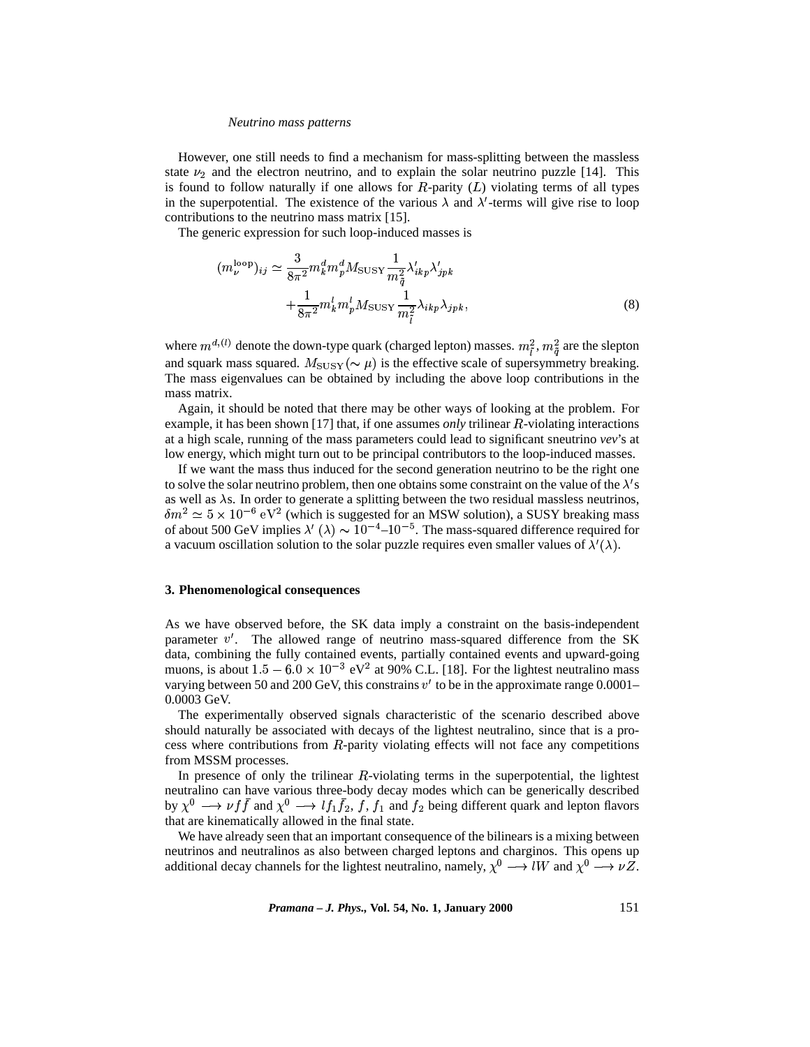However, one still needs to find a mechanism for mass-splitting between the massless state $\nu_2$ and the electron neutrino, and to explain the solar neutrino puzzle [14]. This is found to follow naturally if one allows for $R$-parity ($L$) violating terms of all types in the superpotential. The existence of the various $\lambda$ and $\lambda'$-terms will give rise to loop contributions to the neutrino mass matrix [15].

The generic expression for such loop-induced masses is

$$(m_\nu^{\rm loop})_{ij} \simeq \frac{3}{8\pi^2} m_k^d m_p^d M_{\rm SUSY} \frac{1}{m_{\tilde{q}}^2} \lambda'_{ikp} \lambda'_{jpk} + \frac{1}{8\pi^2} m_k^l m_p^l M_{\rm SUSY} \frac{1}{m_{\tilde{l}}^2} \lambda_{ikp} \lambda_{jpk}, \tag{8}$$

where $m^{d,(l)}$ denote the down-type quark (charged lepton) masses. $m_{\tilde{l}}^2, m_{\tilde{q}}^2$ are the slepton and squark mass squared. $M_{\rm SUSY} (\sim \mu)$ is the effective scale of supersymmetry breaking. The mass eigenvalues can be obtained by including the above loop contributions in the mass matrix.

Again, it should be noted that there may be other ways of looking at the problem. For example, it has been shown [17] that, if one assumes *only* trilinear $R$-violating interactions at a high scale, running of the mass parameters could lead to significant sneutrino *vev*'s at low energy, which might turn out to be principal contributors to the loop-induced masses.

If we want the mass thus induced for the second generation neutrino to be the right one to solve the solar neutrino problem, then one obtains some constraint on the value of the $\lambda'$s as well as $\lambda$s. In order to generate a splitting between the two residual massless neutrinos, $\delta m^2 \simeq 5 \times 10^{-6}$ eV$^2$ (which is suggested for an MSW solution), a SUSY breaking mass of about 500 GeV implies $\lambda'$ ($\lambda$) $\sim 10^{-4}$–$10^{-5}$. The mass-squared difference required for a vacuum oscillation solution to the solar puzzle requires even smaller values of $\lambda'(\lambda)$.

### 3. Phenomenological consequences

As we have observed before, the SK data imply a constraint on the basis-independent parameter $v'$. The allowed range of neutrino mass-squared difference from the SK data, combining the fully contained events, partially contained events and upward-going muons, is about $1.5 - 6.0 \times 10^{-3}$ eV$^2$ at 90% C.L. [18]. For the lightest neutralino mass varying between 50 and 200 GeV, this constrains $v'$ to be in the approximate range 0.0001–0.0003 GeV.

The experimentally observed signals characteristic of the scenario described above should naturally be associated with decays of the lightest neutralino, since that is a process where contributions from $R$-parity violating effects will not face any competitions from MSSM processes.

In presence of only the trilinear $R$-violating terms in the superpotential, the lightest neutralino can have various three-body decay modes which can be generically described by $\chi^0 \longrightarrow \nu f \bar{f}$ and $\chi^0 \longrightarrow l f_1 \bar{f}_2$, $f$, $f_1$ and $f_2$ being different quark and lepton flavors that are kinematically allowed in the final state.

We have already seen that an important consequence of the bilinears is a mixing between neutrinos and neutralinos as also between charged leptons and charginos. This opens up additional decay channels for the lightest neutralino, namely, $\chi^0 \longrightarrow lW$ and $\chi^0 \longrightarrow \nu Z$.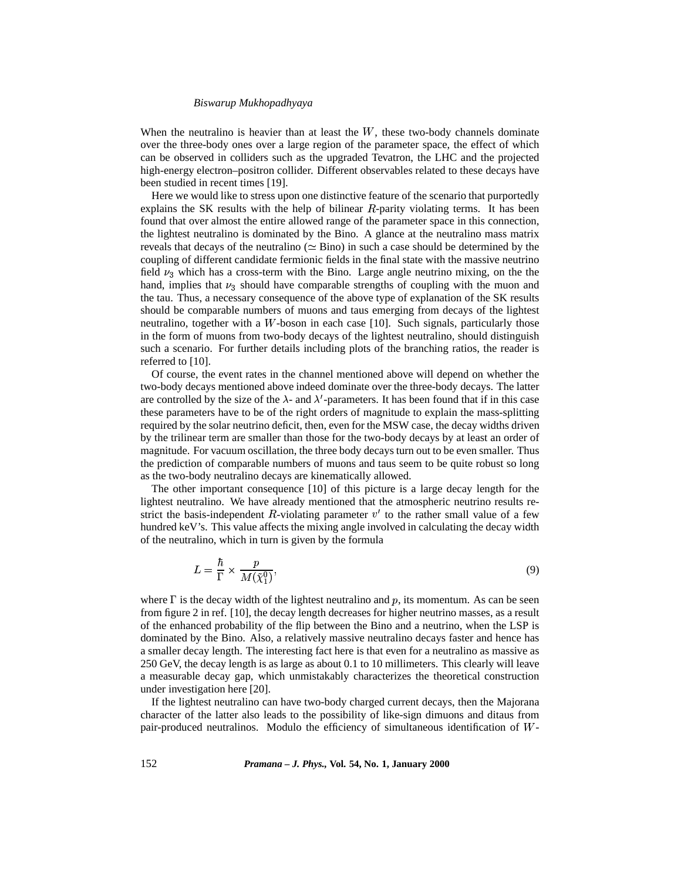When the neutralino is heavier than at least the $W$, these two-body channels dominate over the three-body ones over a large region of the parameter space, the effect of which can be observed in colliders such as the upgraded Tevatron, the LHC and the projected high-energy electron–positron collider. Different observables related to these decays have been studied in recent times [19].

Here we would like to stress upon one distinctive feature of the scenario that purportedly explains the SK results with the help of bilinear $R$-parity violating terms. It has been found that over almost the entire allowed range of the parameter space in this connection, the lightest neutralino is dominated by the Bino. A glance at the neutralino mass matrix reveals that decays of the neutralino ($\simeq$ Bino) in such a case should be determined by the coupling of different candidate fermionic fields in the final state with the massive neutrino field $\nu_3$ which has a cross-term with the Bino. Large angle neutrino mixing, on the the hand, implies that $\nu_3$ should have comparable strengths of coupling with the muon and the tau. Thus, a necessary consequence of the above type of explanation of the SK results should be comparable numbers of muons and taus emerging from decays of the lightest neutralino, together with a $W$-boson in each case [10]. Such signals, particularly those in the form of muons from two-body decays of the lightest neutralino, should distinguish such a scenario. For further details including plots of the branching ratios, the reader is referred to [10].

Of course, the event rates in the channel mentioned above will depend on whether the two-body decays mentioned above indeed dominate over the three-body decays. The latter are controlled by the size of the $\lambda$- and $\lambda'$-parameters. It has been found that if in this case these parameters have to be of the right orders of magnitude to explain the mass-splitting required by the solar neutrino deficit, then, even for the MSW case, the decay widths driven by the trilinear term are smaller than those for the two-body decays by at least an order of magnitude. For vacuum oscillation, the three body decays turn out to be even smaller. Thus the prediction of comparable numbers of muons and taus seem to be quite robust so long as the two-body neutralino decays are kinematically allowed.

The other important consequence [10] of this picture is a large decay length for the lightest neutralino. We have already mentioned that the atmospheric neutrino results restrict the basis-independent $R$-violating parameter $v'$ to the rather small value of a few hundred keV's. This value affects the mixing angle involved in calculating the decay width of the neutralino, which in turn is given by the formula

$$L = \frac{\hbar}{\Gamma} \times \frac{p}{M(\tilde{\chi}_1^0)}, \tag{9}$$

where $\Gamma$ is the decay width of the lightest neutralino and $p$, its momentum. As can be seen from figure 2 in ref. [10], the decay length decreases for higher neutrino masses, as a result of the enhanced probability of the flip between the Bino and a neutrino, when the LSP is dominated by the Bino. Also, a relatively massive neutralino decays faster and hence has a smaller decay length. The interesting fact here is that even for a neutralino as massive as 250 GeV, the decay length is as large as about 0.1 to 10 millimeters. This clearly will leave a measurable decay gap, which unmistakably characterizes the theoretical construction under investigation here [20].

If the lightest neutralino can have two-body charged current decays, then the Majorana character of the latter also leads to the possibility of like-sign dimuons and ditaus from pair-produced neutralinos. Modulo the efficiency of simultaneous identification of $W$-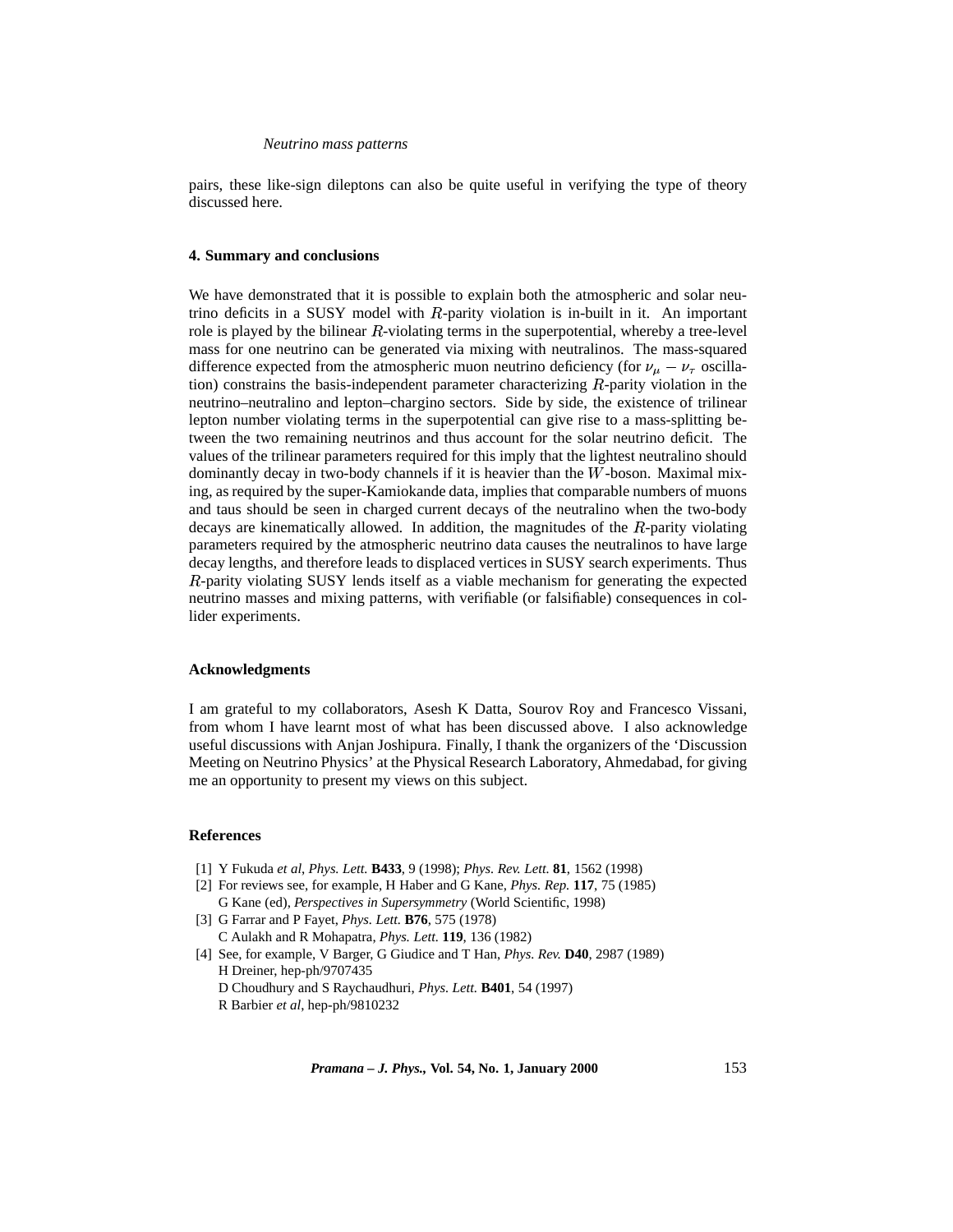pairs, these like-sign dileptons can also be quite useful in verifying the type of theory discussed here.

### 4. Summary and conclusions

We have demonstrated that it is possible to explain both the atmospheric and solar neutrino deficits in a SUSY model with $R$-parity violation is in-built in it. An important role is played by the bilinear $R$-violating terms in the superpotential, whereby a tree-level mass for one neutrino can be generated via mixing with neutralinos. The mass-squared difference expected from the atmospheric muon neutrino deficiency (for $\nu_\mu - \nu_\tau$ oscillation) constrains the basis-independent parameter characterizing $R$-parity violation in the neutrino–neutralino and lepton–chargino sectors. Side by side, the existence of trilinear lepton number violating terms in the superpotential can give rise to a mass-splitting between the two remaining neutrinos and thus account for the solar neutrino deficit. The values of the trilinear parameters required for this imply that the lightest neutralino should dominantly decay in two-body channels if it is heavier than the $W$-boson. Maximal mixing, as required by the super-Kamiokande data, implies that comparable numbers of muons and taus should be seen in charged current decays of the neutralino when the two-body decays are kinematically allowed. In addition, the magnitudes of the $R$-parity violating parameters required by the atmospheric neutrino data causes the neutralinos to have large decay lengths, and therefore leads to displaced vertices in SUSY search experiments. Thus $R$-parity violating SUSY lends itself as a viable mechanism for generating the expected neutrino masses and mixing patterns, with verifiable (or falsifiable) consequences in collider experiments.

### Acknowledgments

I am grateful to my collaborators, Asesh K Datta, Sourov Roy and Francesco Vissani, from whom I have learnt most of what has been discussed above. I also acknowledge useful discussions with Anjan Joshipura. Finally, I thank the organizers of the 'Discussion Meeting on Neutrino Physics' at the Physical Research Laboratory, Ahmedabad, for giving me an opportunity to present my views on this subject.

### References

[1] Y Fukuda *et al*, *Phys. Lett.* **B433**, 9 (1998); *Phys. Rev. Lett.* **81**, 1562 (1998)

[2] For reviews see, for example, H Haber and G Kane, *Phys. Rep.* **117**, 75 (1985)
G Kane (ed), *Perspectives in Supersymmetry* (World Scientific, 1998)

[3] G Farrar and P Fayet, *Phys. Lett.* **B76**, 575 (1978)
C Aulakh and R Mohapatra, *Phys. Lett.* **119**, 136 (1982)

[4] See, for example, V Barger, G Giudice and T Han, *Phys. Rev.* **D40**, 2987 (1989)
H Dreiner, hep-ph/9707435
D Choudhury and S Raychaudhuri, *Phys. Lett.* **B401**, 54 (1997)
R Barbier *et al*, hep-ph/9810232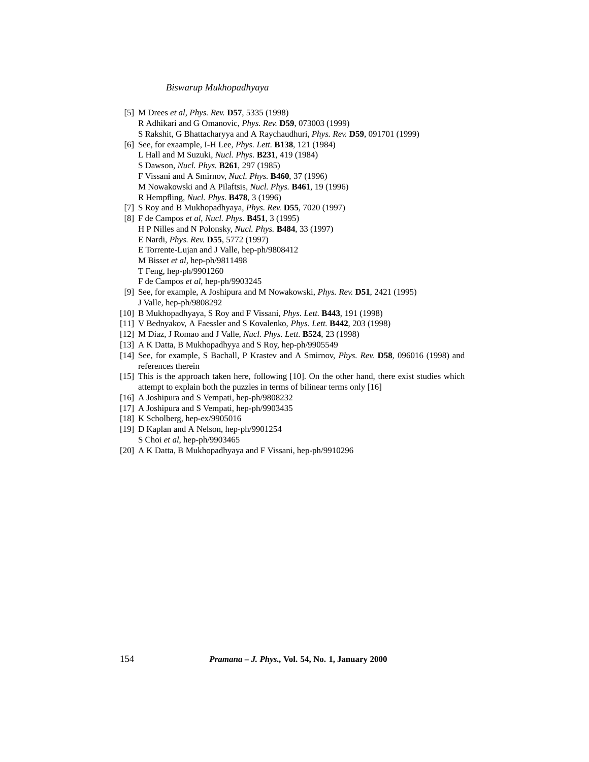[5] M Drees *et al*, *Phys. Rev.* **D57**, 5335 (1998)
R Adhikari and G Omanovic, *Phys. Rev.* **D59**, 073003 (1999)
S Rakshit, G Bhattacharyya and A Raychaudhuri, *Phys. Rev.* **D59**, 091701 (1999)

[6] See, for exaample, I-H Lee, *Phys. Lett.* **B138**, 121 (1984)
L Hall and M Suzuki, *Nucl. Phys.* **B231**, 419 (1984)
S Dawson, *Nucl. Phys.* **B261**, 297 (1985)
F Vissani and A Smirnov, *Nucl. Phys.* **B460**, 37 (1996)
M Nowakowski and A Pilaftsis, *Nucl. Phys.* **B461**, 19 (1996)
R Hempfling, *Nucl. Phys.* **B478**, 3 (1996)

[7] S Roy and B Mukhopadhyaya, *Phys. Rev.* **D55**, 7020 (1997)

[8] F de Campos *et al*, *Nucl. Phys.* **B451**, 3 (1995)
H P Nilles and N Polonsky, *Nucl. Phys.* **B484**, 33 (1997)
E Nardi, *Phys. Rev.* **D55**, 5772 (1997)
E Torrente-Lujan and J Valle, hep-ph/9808412
M Bisset *et al*, hep-ph/9811498
T Feng, hep-ph/9901260
F de Campos *et al*, hep-ph/9903245

[9] See, for example, A Joshipura and M Nowakowski, *Phys. Rev.* **D51**, 2421 (1995)
J Valle, hep-ph/9808292

[10] B Mukhopadhyaya, S Roy and F Vissani, *Phys. Lett.* **B443**, 191 (1998)

[11] V Bednyakov, A Faessler and S Kovalenko, *Phys. Lett.* **B442**, 203 (1998)

[12] M Diaz, J Romao and J Valle, *Nucl. Phys. Lett.* **B524**, 23 (1998)

[13] A K Datta, B Mukhopadhyya and S Roy, hep-ph/9905549

[14] See, for example, S Bachall, P Krastev and A Smirnov, *Phys. Rev.* **D58**, 096016 (1998) and references therein

[15] This is the approach taken here, following [10]. On the other hand, there exist studies which attempt to explain both the puzzles in terms of bilinear terms only [16]

[16] A Joshipura and S Vempati, hep-ph/9808232

[17] A Joshipura and S Vempati, hep-ph/9903435

[18] K Scholberg, hep-ex/9905016

[19] D Kaplan and A Nelson, hep-ph/9901254
S Choi *et al*, hep-ph/9903465

[20] A K Datta, B Mukhopadhyaya and F Vissani, hep-ph/9910296